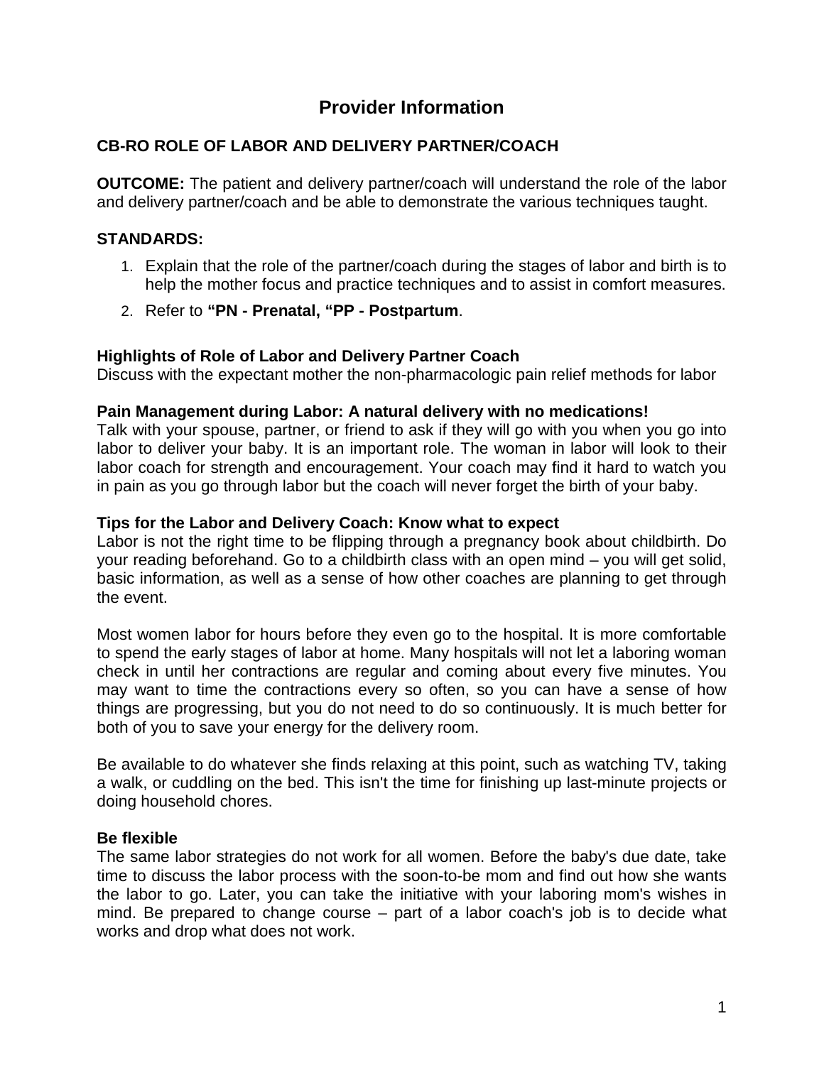# Provider Information

## CB-RO ROLE OF LABOR AND DELIVERY PARTNER/COACH

**OUTCOME:** The patient and delivery partner/coach will understand the role of the labor and delivery partner/coach and be able to demonstrate the various techniques taught.

**STANDARDS:**

1. Explain that the role of the partner/coach during the stages of labor and birth is to help the mother focus and practice techniques and to assist in comfort measures.
2. Refer to **"PN - Prenatal, "PP - Postpartum**.

**Highlights of Role of Labor and Delivery Partner Coach**
Discuss with the expectant mother the non-pharmacologic pain relief methods for labor

**Pain Management during Labor: A natural delivery with no medications!**
Talk with your spouse, partner, or friend to ask if they will go with you when you go into labor to deliver your baby. It is an important role. The woman in labor will look to their labor coach for strength and encouragement. Your coach may find it hard to watch you in pain as you go through labor but the coach will never forget the birth of your baby.

**Tips for the Labor and Delivery Coach: Know what to expect**
Labor is not the right time to be flipping through a pregnancy book about childbirth. Do your reading beforehand. Go to a childbirth class with an open mind – you will get solid, basic information, as well as a sense of how other coaches are planning to get through the event.

Most women labor for hours before they even go to the hospital. It is more comfortable to spend the early stages of labor at home. Many hospitals will not let a laboring woman check in until her contractions are regular and coming about every five minutes. You may want to time the contractions every so often, so you can have a sense of how things are progressing, but you do not need to do so continuously. It is much better for both of you to save your energy for the delivery room.

Be available to do whatever she finds relaxing at this point, such as watching TV, taking a walk, or cuddling on the bed. This isn't the time for finishing up last-minute projects or doing household chores.

**Be flexible**
The same labor strategies do not work for all women. Before the baby's due date, take time to discuss the labor process with the soon-to-be mom and find out how she wants the labor to go. Later, you can take the initiative with your laboring mom's wishes in mind. Be prepared to change course – part of a labor coach's job is to decide what works and drop what does not work.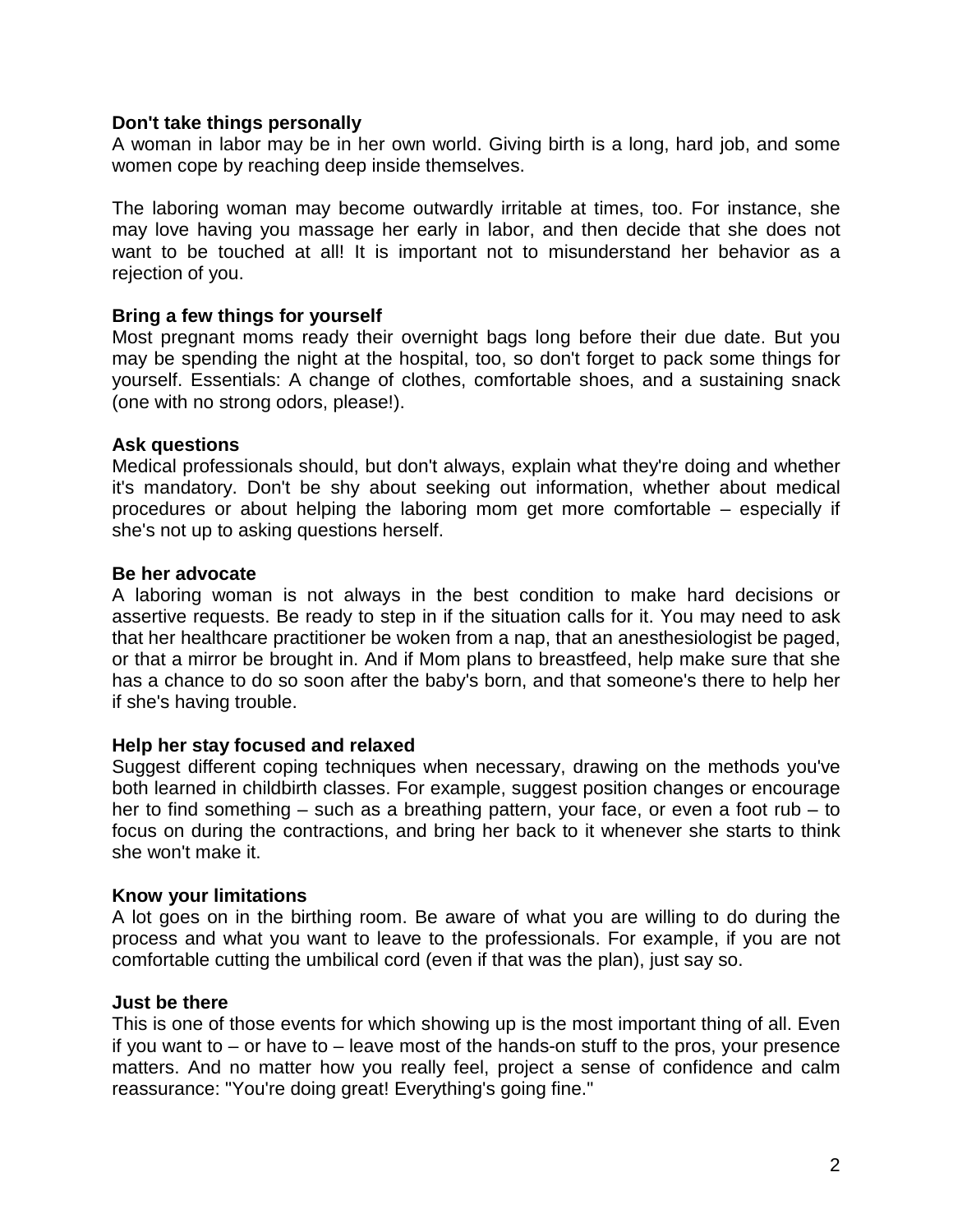**Don't take things personally**
A woman in labor may be in her own world. Giving birth is a long, hard job, and some women cope by reaching deep inside themselves.

The laboring woman may become outwardly irritable at times, too. For instance, she may love having you massage her early in labor, and then decide that she does not want to be touched at all! It is important not to misunderstand her behavior as a rejection of you.

**Bring a few things for yourself**
Most pregnant moms ready their overnight bags long before their due date. But you may be spending the night at the hospital, too, so don't forget to pack some things for yourself. Essentials: A change of clothes, comfortable shoes, and a sustaining snack (one with no strong odors, please!).

**Ask questions**
Medical professionals should, but don't always, explain what they're doing and whether it's mandatory. Don't be shy about seeking out information, whether about medical procedures or about helping the laboring mom get more comfortable – especially if she's not up to asking questions herself.

**Be her advocate**
A laboring woman is not always in the best condition to make hard decisions or assertive requests. Be ready to step in if the situation calls for it. You may need to ask that her healthcare practitioner be woken from a nap, that an anesthesiologist be paged, or that a mirror be brought in. And if Mom plans to breastfeed, help make sure that she has a chance to do so soon after the baby's born, and that someone's there to help her if she's having trouble.

**Help her stay focused and relaxed**
Suggest different coping techniques when necessary, drawing on the methods you've both learned in childbirth classes. For example, suggest position changes or encourage her to find something – such as a breathing pattern, your face, or even a foot rub – to focus on during the contractions, and bring her back to it whenever she starts to think she won't make it.

**Know your limitations**
A lot goes on in the birthing room. Be aware of what you are willing to do during the process and what you want to leave to the professionals. For example, if you are not comfortable cutting the umbilical cord (even if that was the plan), just say so.

**Just be there**
This is one of those events for which showing up is the most important thing of all. Even if you want to – or have to – leave most of the hands-on stuff to the pros, your presence matters. And no matter how you really feel, project a sense of confidence and calm reassurance: "You're doing great! Everything's going fine."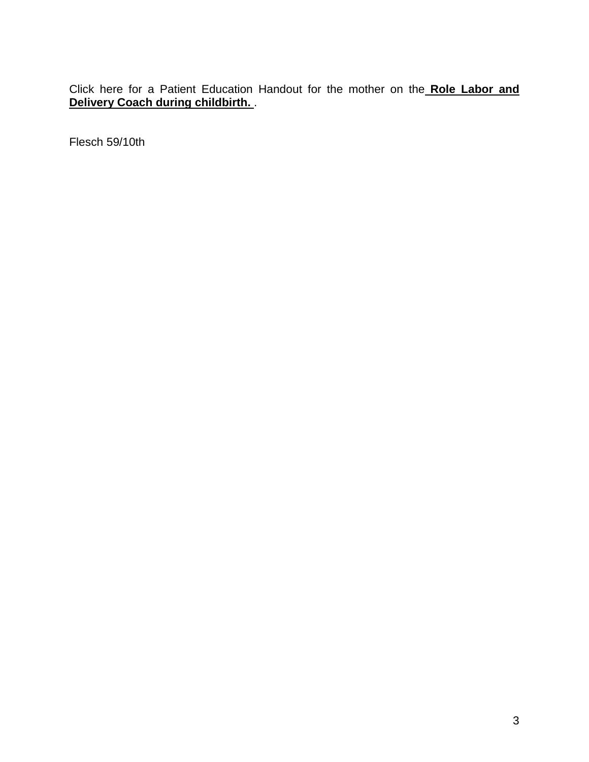Click here for a Patient Education Handout for the mother on the **Role Labor and Delivery Coach during childbirth.** .

Flesch 59/10th